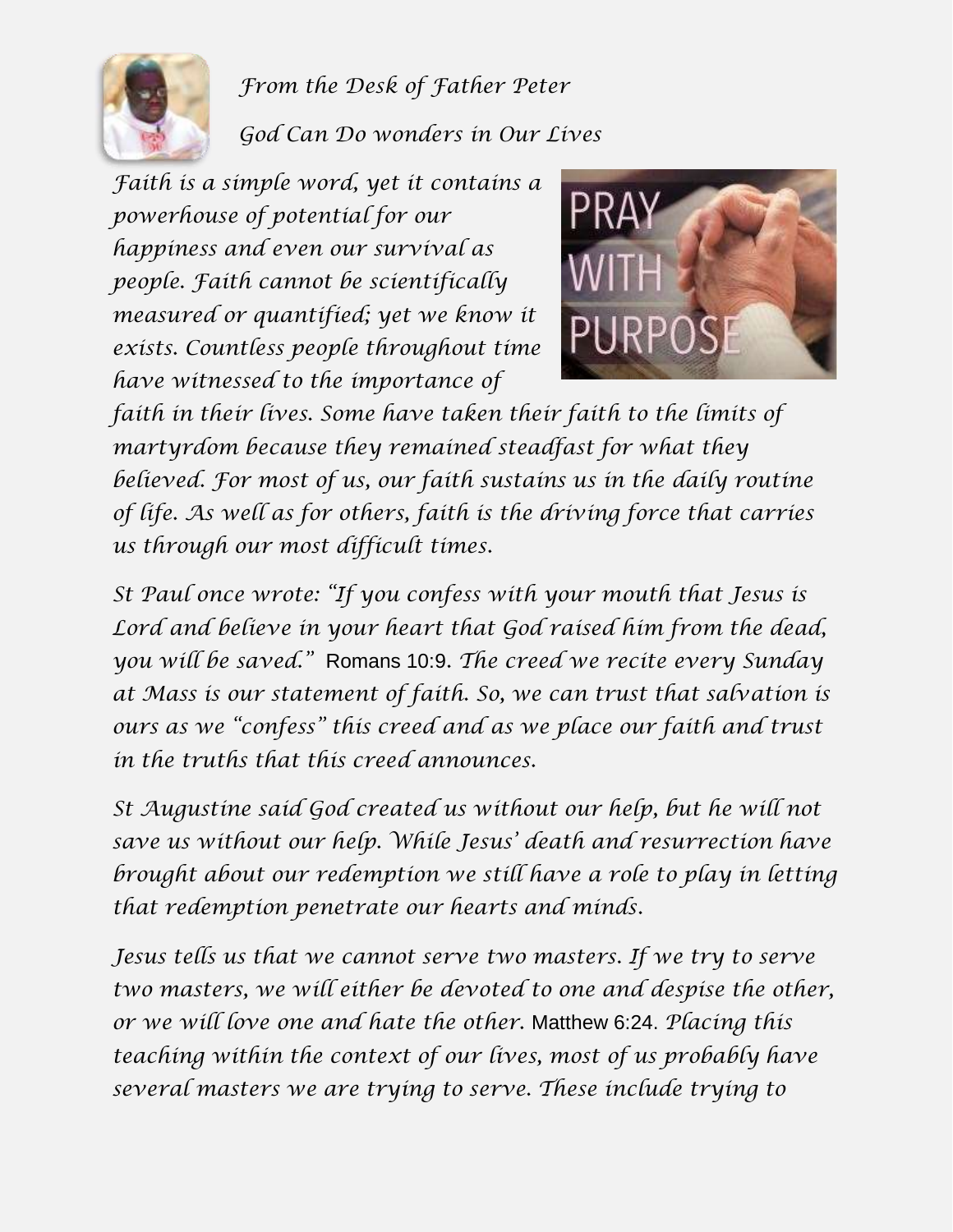*From the Desk of Father Peter*

*God Can Do wonders in Our Lives*

*Faith is a simple word, yet it contains a powerhouse of potential for our happiness and even our survival as people. Faith cannot be scientifically measured or quantified; yet we know it exists. Countless people throughout time have witnessed to the importance of faith in their lives. Some have taken their faith to the limits of martyrdom because they remained steadfast for what they believed. For most of us, our faith sustains us in the daily routine of life. As well as for others, faith is the driving force that carries us through our most difficult times.*

*St Paul once wrote: "If you confess with your mouth that Jesus is Lord and believe in your heart that God raised him from the dead, you will be saved."* Romans 10:9. *The creed we recite every Sunday at Mass is our statement of faith. So, we can trust that salvation is ours as we "confess" this creed and as we place our faith and trust in the truths that this creed announces.*

*St Augustine said God created us without our help, but he will not save us without our help. While Jesus' death and resurrection have brought about our redemption we still have a role to play in letting that redemption penetrate our hearts and minds.*

*Jesus tells us that we cannot serve two masters. If we try to serve two masters, we will either be devoted to one and despise the other, or we will love one and hate the other.* Matthew 6:24. *Placing this teaching within the context of our lives, most of us probably have several masters we are trying to serve. These include trying to*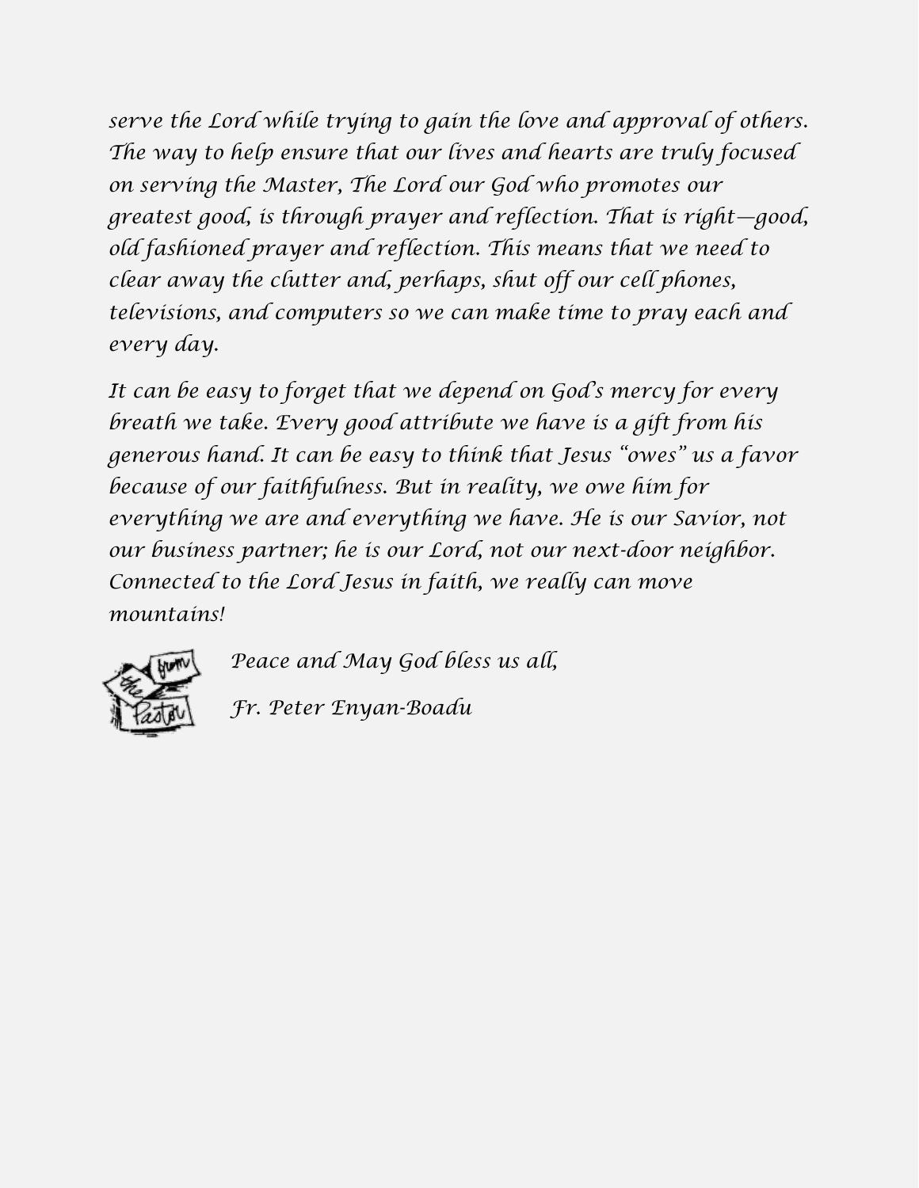*serve the Lord while trying to gain the love and approval of others. The way to help ensure that our lives and hearts are truly focused on serving the Master, The Lord our God who promotes our greatest good, is through prayer and reflection. That is right—good, old fashioned prayer and reflection. This means that we need to clear away the clutter and, perhaps, shut off our cell phones, televisions, and computers so we can make time to pray each and every day.*

*It can be easy to forget that we depend on God's mercy for every breath we take. Every good attribute we have is a gift from his generous hand. It can be easy to think that Jesus "owes" us a favor because of our faithfulness. But in reality, we owe him for everything we are and everything we have. He is our Savior, not our business partner; he is our Lord, not our next-door neighbor. Connected to the Lord Jesus in faith, we really can move mountains!*

*Peace and May God bless us all,*

*Fr. Peter Enyan-Boadu*